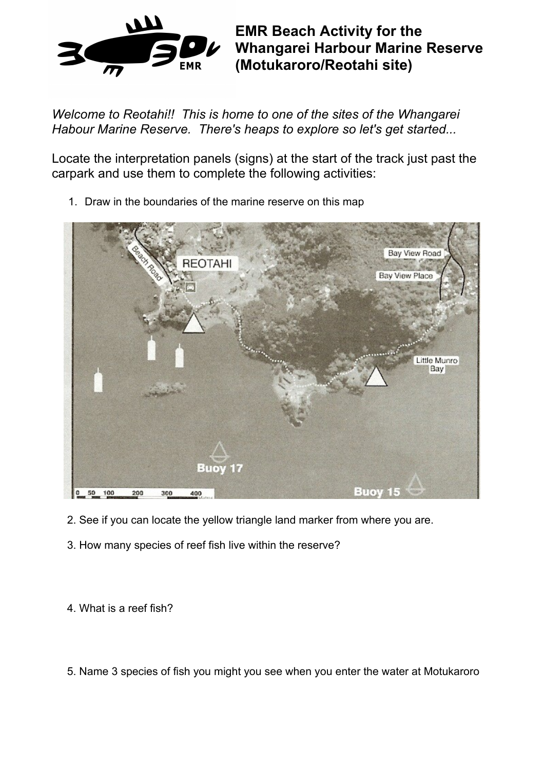# EMR Beach Activity for the Whangarei Harbour Marine Reserve (Motukaroro/Reotahi site)

*Welcome to Reotahi!! This is home to one of the sites of the Whangarei Habour Marine Reserve. There's heaps to explore so let's get started...*

Locate the interpretation panels (signs) at the start of the track just past the carpark and use them to complete the following activities:

1. Draw in the boundaries of the marine reserve on this map

2. See if you can locate the yellow triangle land marker from where you are.

3. How many species of reef fish live within the reserve?

4. What is a reef fish?

5. Name 3 species of fish you might you see when you enter the water at Motukaroro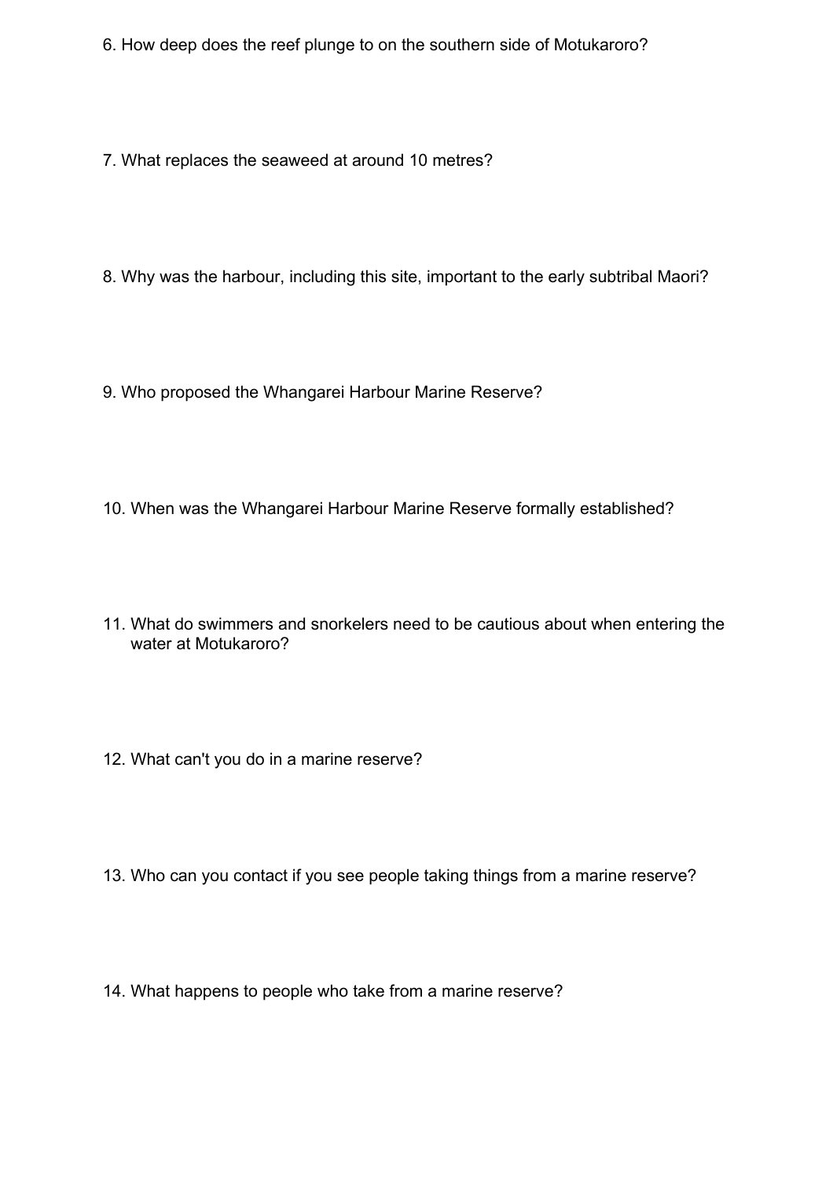6. How deep does the reef plunge to on the southern side of Motukaroro?

7. What replaces the seaweed at around 10 metres?

8. Why was the harbour, including this site, important to the early subtribal Maori?

9. Who proposed the Whangarei Harbour Marine Reserve?

10. When was the Whangarei Harbour Marine Reserve formally established?

11. What do swimmers and snorkelers need to be cautious about when entering the water at Motukaroro?

12. What can't you do in a marine reserve?

13. Who can you contact if you see people taking things from a marine reserve?

14. What happens to people who take from a marine reserve?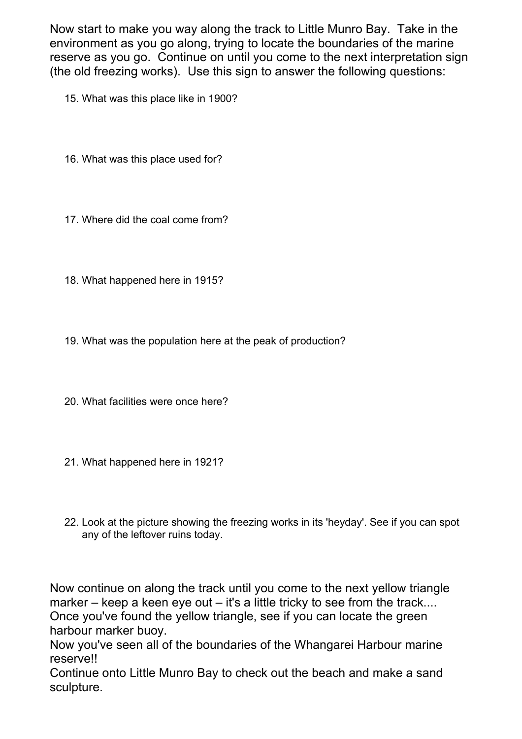Now start to make you way along the track to Little Munro Bay. Take in the environment as you go along, trying to locate the boundaries of the marine reserve as you go. Continue on until you come to the next interpretation sign (the old freezing works). Use this sign to answer the following questions:

15. What was this place like in 1900?

16. What was this place used for?

17. Where did the coal come from?

18. What happened here in 1915?

19. What was the population here at the peak of production?

20. What facilities were once here?

21. What happened here in 1921?

22. Look at the picture showing the freezing works in its 'heyday'. See if you can spot any of the leftover ruins today.

Now continue on along the track until you come to the next yellow triangle marker – keep a keen eye out – it's a little tricky to see from the track.... Once you've found the yellow triangle, see if you can locate the green harbour marker buoy.

Now you've seen all of the boundaries of the Whangarei Harbour marine reserve!!

Continue onto Little Munro Bay to check out the beach and make a sand sculpture.